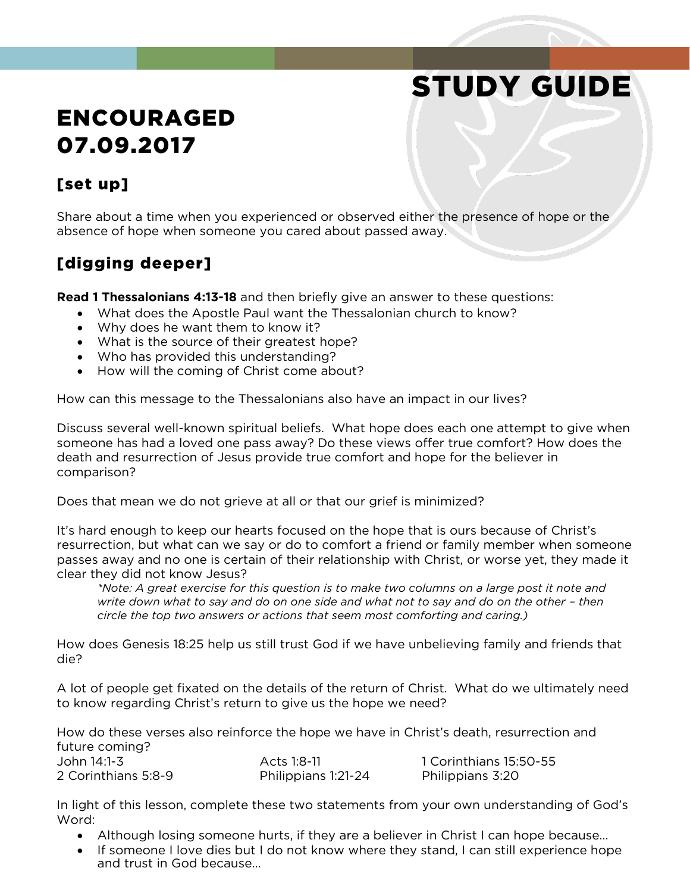# STUDY GUIDE

# ENCOURAGED 07.09.2017

## [set up]

Share about a time when you experienced or observed either the presence of hope or the absence of hope when someone you cared about passed away.

## [digging deeper]

**Read 1 Thessalonians 4:13-18** and then briefly give an answer to these questions:

- What does the Apostle Paul want the Thessalonian church to know?
- Why does he want them to know it?
- What is the source of their greatest hope?
- Who has provided this understanding?
- How will the coming of Christ come about?

How can this message to the Thessalonians also have an impact in our lives?

Discuss several well-known spiritual beliefs. What hope does each one attempt to give when someone has had a loved one pass away? Do these views offer true comfort? How does the death and resurrection of Jesus provide true comfort and hope for the believer in comparison?

Does that mean we do not grieve at all or that our grief is minimized?

It's hard enough to keep our hearts focused on the hope that is ours because of Christ's resurrection, but what can we say or do to comfort a friend or family member when someone passes away and no one is certain of their relationship with Christ, or worse yet, they made it clear they did not know Jesus?

> *\*Note: A great exercise for this question is to make two columns on a large post it note and write down what to say and do on one side and what not to say and do on the other – then circle the top two answers or actions that seem most comforting and caring.)*

How does Genesis 18:25 help us still trust God if we have unbelieving family and friends that die?

A lot of people get fixated on the details of the return of Christ. What do we ultimately need to know regarding Christ's return to give us the hope we need?

How do these verses also reinforce the hope we have in Christ's death, resurrection and future coming?

John 14:1-3
Acts 1:8-11
1 Corinthians 15:50-55
2 Corinthians 5:8-9
Philippians 1:21-24
Philippians 3:20

In light of this lesson, complete these two statements from your own understanding of God's Word:

- Although losing someone hurts, if they are a believer in Christ I can hope because…
- If someone I love dies but I do not know where they stand, I can still experience hope and trust in God because…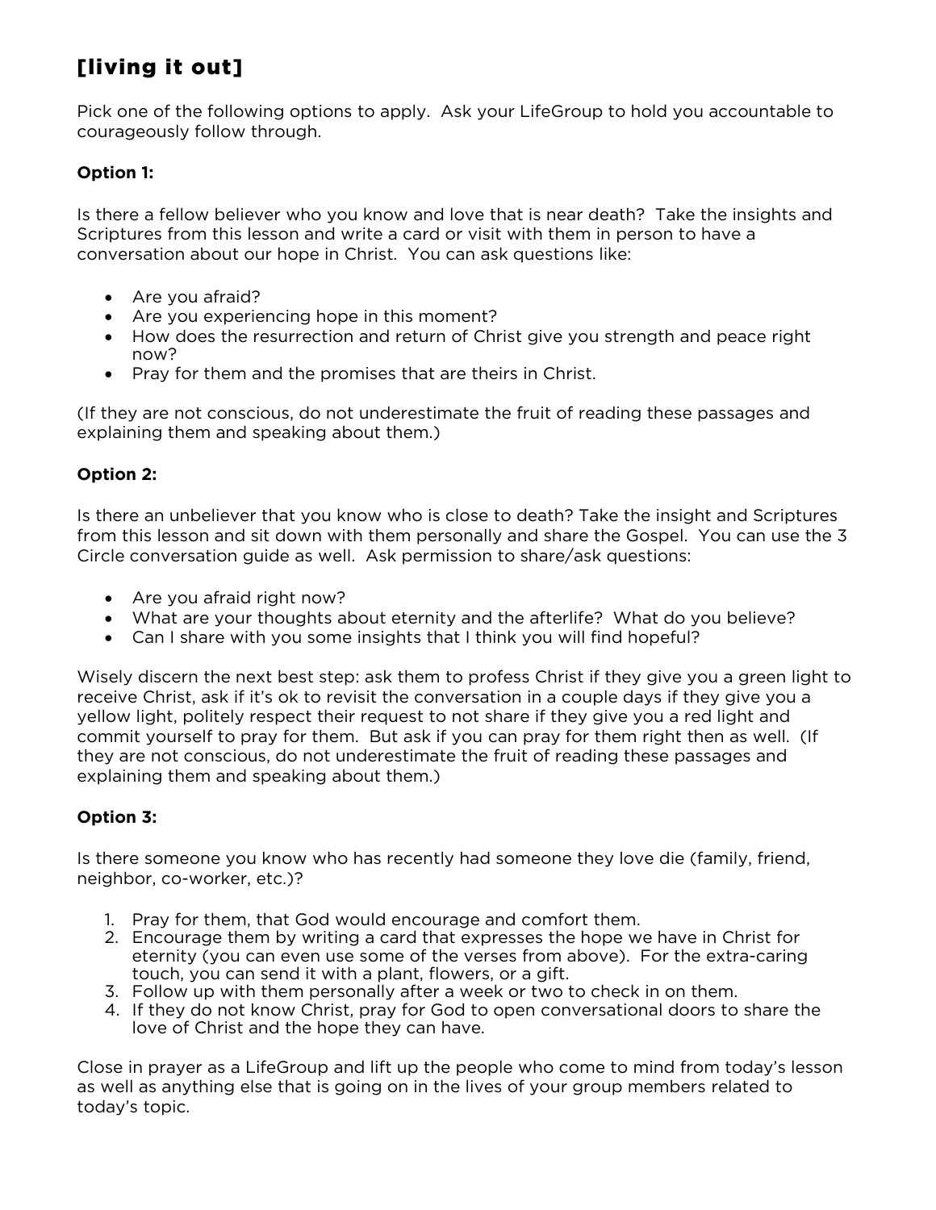## [living it out]

Pick one of the following options to apply. Ask your LifeGroup to hold you accountable to courageously follow through.

**Option 1:**

Is there a fellow believer who you know and love that is near death? Take the insights and Scriptures from this lesson and write a card or visit with them in person to have a conversation about our hope in Christ. You can ask questions like:

- Are you afraid?
- Are you experiencing hope in this moment?
- How does the resurrection and return of Christ give you strength and peace right now?
- Pray for them and the promises that are theirs in Christ.

(If they are not conscious, do not underestimate the fruit of reading these passages and explaining them and speaking about them.)

**Option 2:**

Is there an unbeliever that you know who is close to death? Take the insight and Scriptures from this lesson and sit down with them personally and share the Gospel. You can use the 3 Circle conversation guide as well. Ask permission to share/ask questions:

- Are you afraid right now?
- What are your thoughts about eternity and the afterlife? What do you believe?
- Can I share with you some insights that I think you will find hopeful?

Wisely discern the next best step: ask them to profess Christ if they give you a green light to receive Christ, ask if it's ok to revisit the conversation in a couple days if they give you a yellow light, politely respect their request to not share if they give you a red light and commit yourself to pray for them. But ask if you can pray for them right then as well. (If they are not conscious, do not underestimate the fruit of reading these passages and explaining them and speaking about them.)

**Option 3:**

Is there someone you know who has recently had someone they love die (family, friend, neighbor, co-worker, etc.)?

1. Pray for them, that God would encourage and comfort them.
2. Encourage them by writing a card that expresses the hope we have in Christ for eternity (you can even use some of the verses from above). For the extra-caring touch, you can send it with a plant, flowers, or a gift.
3. Follow up with them personally after a week or two to check in on them.
4. If they do not know Christ, pray for God to open conversational doors to share the love of Christ and the hope they can have.

Close in prayer as a LifeGroup and lift up the people who come to mind from today's lesson as well as anything else that is going on in the lives of your group members related to today's topic.